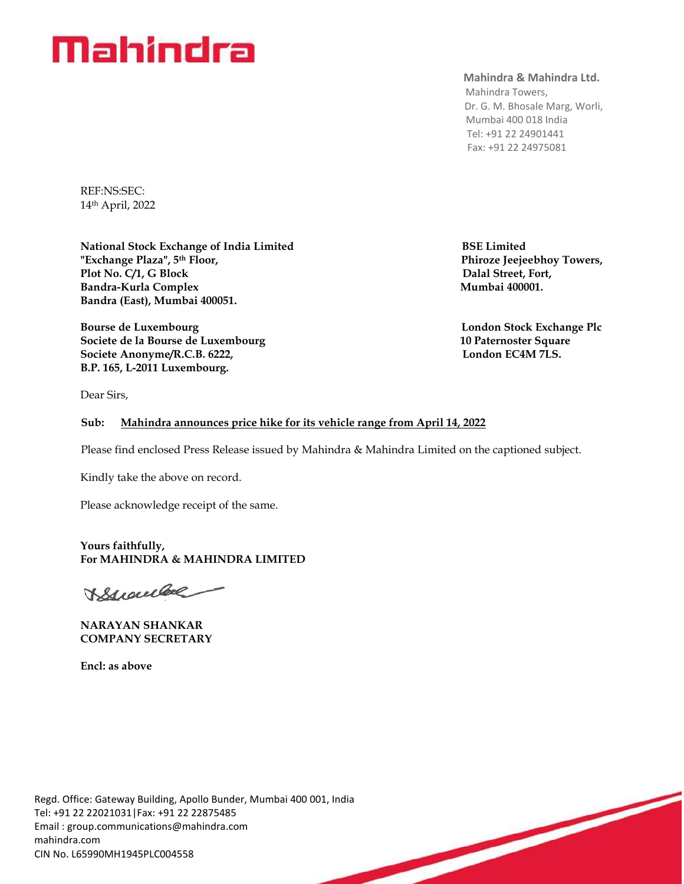# Mahindra

**Mahindra & Mahindra Ltd.**
Mahindra Towers,
Dr. G. M. Bhosale Marg, Worli,
Mumbai 400 018 India
Tel: +91 22 24901441
Fax: +91 22 24975081

REF:NS:SEC:
14th April, 2022

**National Stock Exchange of India Limited**
**"Exchange Plaza", 5th Floor,**
**Plot No. C/1, G Block**
**Bandra-Kurla Complex**
**Bandra (East), Mumbai 400051.**

**BSE Limited**
**Phiroze Jeejeebhoy Towers,**
**Dalal Street, Fort,**
**Mumbai 400001.**

**Bourse de Luxembourg**
**Societe de la Bourse de Luxembourg**
**Societe Anonyme/R.C.B. 6222,**
**B.P. 165, L-2011 Luxembourg.**

**London Stock Exchange Plc**
**10 Paternoster Square**
**London EC4M 7LS.**

Dear Sirs,

**Sub:** **Mahindra announces price hike for its vehicle range from April 14, 2022**

Please find enclosed Press Release issued by Mahindra & Mahindra Limited on the captioned subject.

Kindly take the above on record.

Please acknowledge receipt of the same.

**Yours faithfully,**
**For MAHINDRA & MAHINDRA LIMITED**

**NARAYAN SHANKAR**
**COMPANY SECRETARY**

**Encl: as above**

Regd. Office: Gateway Building, Apollo Bunder, Mumbai 400 001, India
Tel: +91 22 22021031|Fax: +91 22 22875485
Email : group.communications@mahindra.com
mahindra.com
CIN No. L65990MH1945PLC004558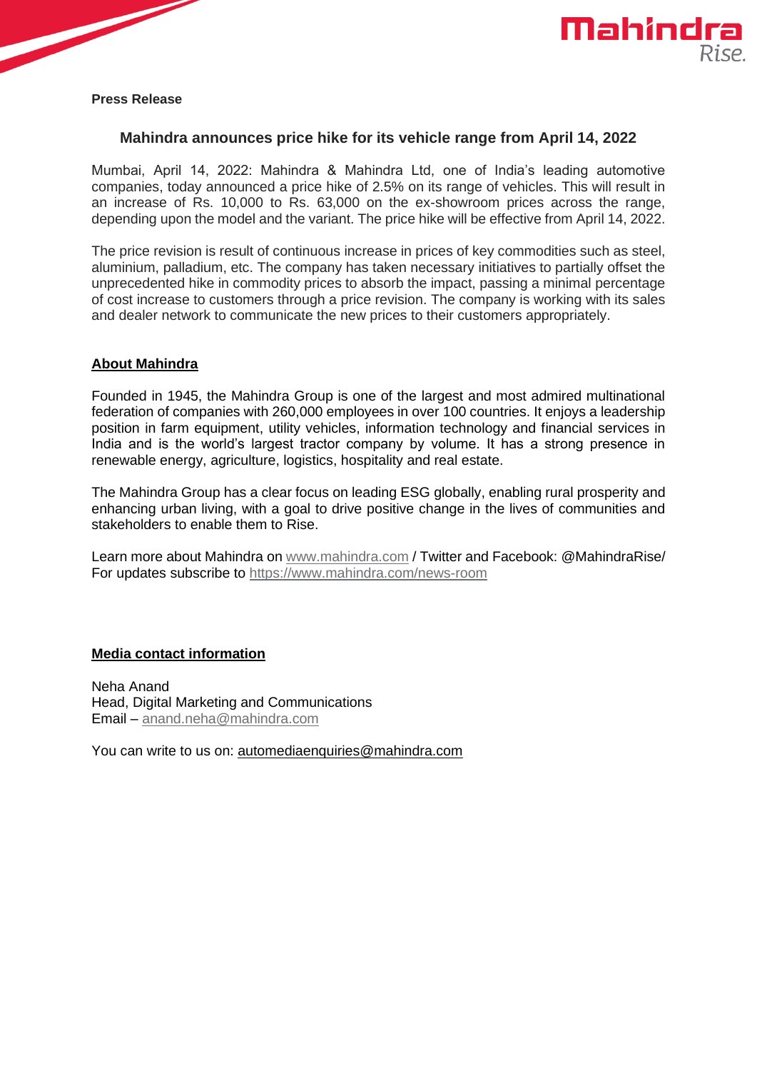**Press Release**

## Mahindra announces price hike for its vehicle range from April 14, 2022

Mumbai, April 14, 2022: Mahindra & Mahindra Ltd, one of India's leading automotive companies, today announced a price hike of 2.5% on its range of vehicles. This will result in an increase of Rs. 10,000 to Rs. 63,000 on the ex-showroom prices across the range, depending upon the model and the variant. The price hike will be effective from April 14, 2022.

The price revision is result of continuous increase in prices of key commodities such as steel, aluminium, palladium, etc. The company has taken necessary initiatives to partially offset the unprecedented hike in commodity prices to absorb the impact, passing a minimal percentage of cost increase to customers through a price revision. The company is working with its sales and dealer network to communicate the new prices to their customers appropriately.

### About Mahindra

Founded in 1945, the Mahindra Group is one of the largest and most admired multinational federation of companies with 260,000 employees in over 100 countries. It enjoys a leadership position in farm equipment, utility vehicles, information technology and financial services in India and is the world's largest tractor company by volume. It has a strong presence in renewable energy, agriculture, logistics, hospitality and real estate.

The Mahindra Group has a clear focus on leading ESG globally, enabling rural prosperity and enhancing urban living, with a goal to drive positive change in the lives of communities and stakeholders to enable them to Rise.

Learn more about Mahindra on www.mahindra.com / Twitter and Facebook: @MahindraRise/
For updates subscribe to https://www.mahindra.com/news-room

### Media contact information

Neha Anand
Head, Digital Marketing and Communications
Email – anand.neha@mahindra.com

You can write to us on: automediaenquiries@mahindra.com